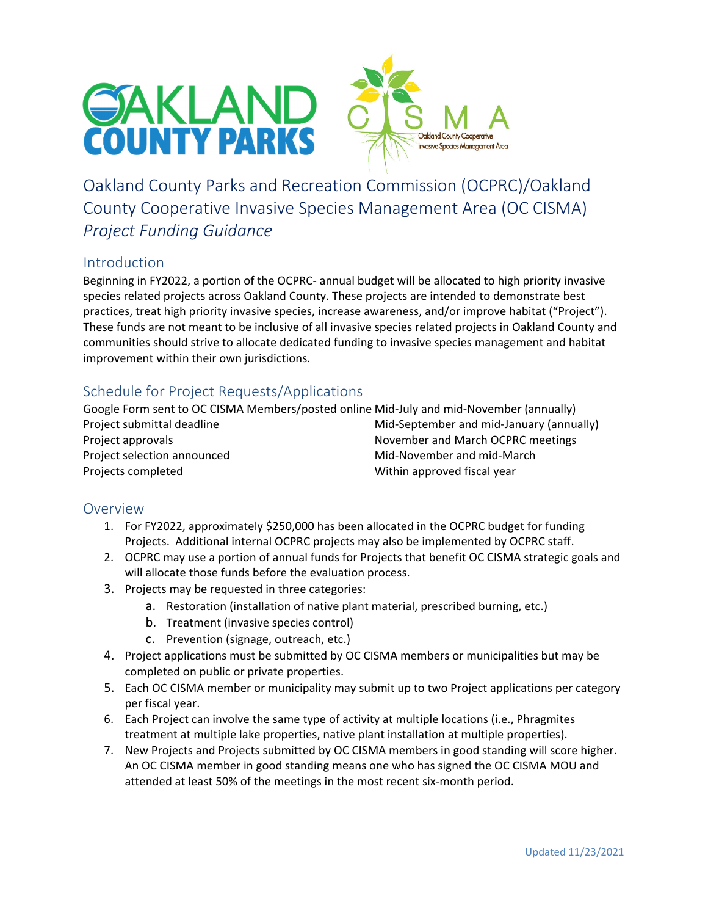# Oakland County Parks and Recreation Commission (OCPRC)/Oakland County Cooperative Invasive Species Management Area (OC CISMA) *Project Funding Guidance*

## Introduction

Beginning in FY2022, a portion of the OCPRC- annual budget will be allocated to high priority invasive species related projects across Oakland County. These projects are intended to demonstrate best practices, treat high priority invasive species, increase awareness, and/or improve habitat ("Project"). These funds are not meant to be inclusive of all invasive species related projects in Oakland County and communities should strive to allocate dedicated funding to invasive species management and habitat improvement within their own jurisdictions.

## Schedule for Project Requests/Applications

| | |
|---|---|
| Google Form sent to OC CISMA Members/posted online | Mid-July and mid-November (annually) |
| Project submittal deadline | Mid-September and mid-January (annually) |
| Project approvals | November and March OCPRC meetings |
| Project selection announced | Mid-November and mid-March |
| Projects completed | Within approved fiscal year |

## Overview

1. For FY2022, approximately $250,000 has been allocated in the OCPRC budget for funding Projects. Additional internal OCPRC projects may also be implemented by OCPRC staff.
2. OCPRC may use a portion of annual funds for Projects that benefit OC CISMA strategic goals and will allocate those funds before the evaluation process.
3. Projects may be requested in three categories:
   a. Restoration (installation of native plant material, prescribed burning, etc.)
   b. Treatment (invasive species control)
   c. Prevention (signage, outreach, etc.)
4. Project applications must be submitted by OC CISMA members or municipalities but may be completed on public or private properties.
5. Each OC CISMA member or municipality may submit up to two Project applications per category per fiscal year.
6. Each Project can involve the same type of activity at multiple locations (i.e., Phragmites treatment at multiple lake properties, native plant installation at multiple properties).
7. New Projects and Projects submitted by OC CISMA members in good standing will score higher. An OC CISMA member in good standing means one who has signed the OC CISMA MOU and attended at least 50% of the meetings in the most recent six-month period.

Updated 11/23/2021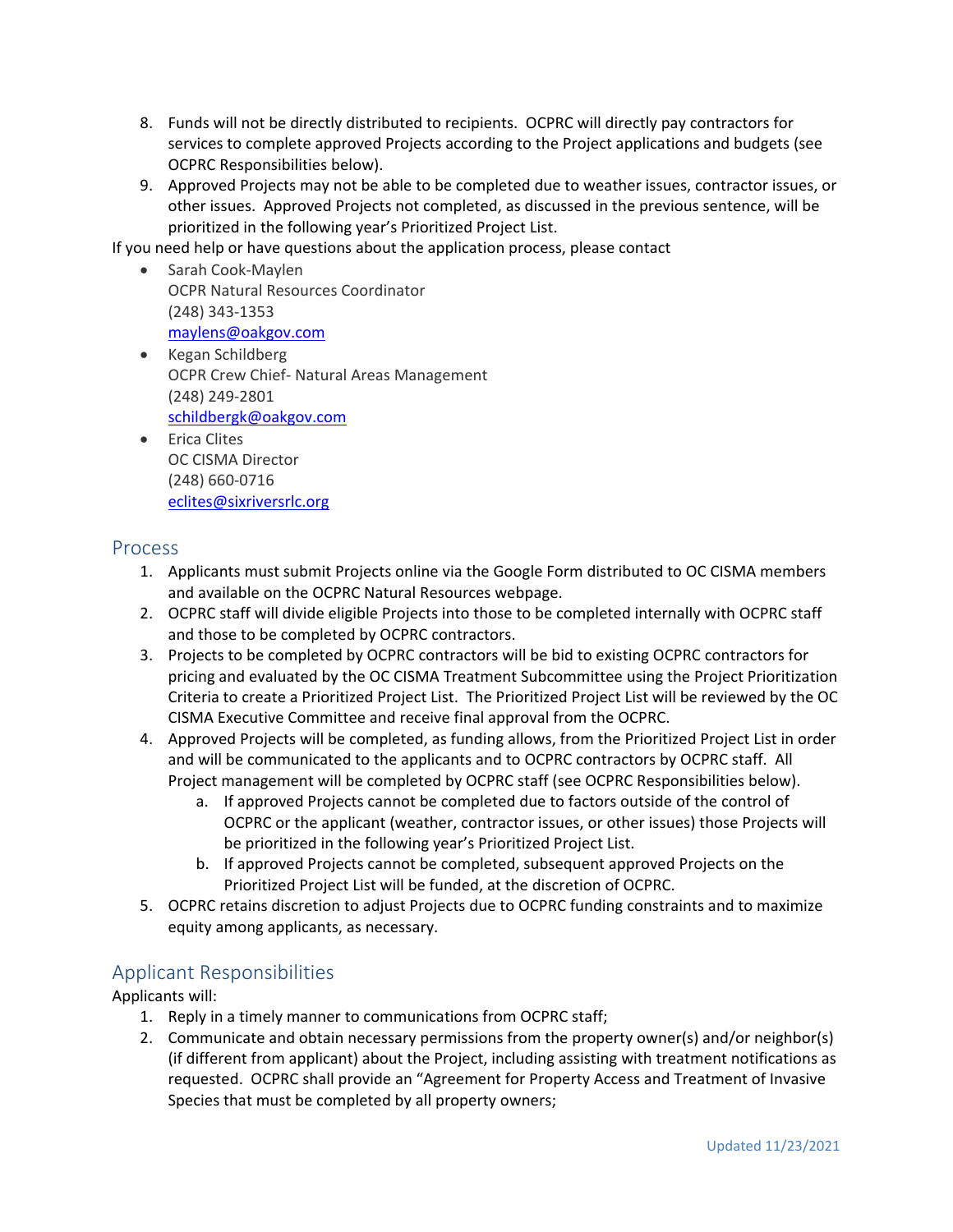8. Funds will not be directly distributed to recipients. OCPRC will directly pay contractors for services to complete approved Projects according to the Project applications and budgets (see OCPRC Responsibilities below).
9. Approved Projects may not be able to be completed due to weather issues, contractor issues, or other issues. Approved Projects not completed, as discussed in the previous sentence, will be prioritized in the following year's Prioritized Project List.

If you need help or have questions about the application process, please contact

- Sarah Cook-Maylen
  OCPR Natural Resources Coordinator
  (248) 343-1353
  maylens@oakgov.com
- Kegan Schildberg
  OCPR Crew Chief- Natural Areas Management
  (248) 249-2801
  schildbergk@oakgov.com
- Erica Clites
  OC CISMA Director
  (248) 660-0716
  eclites@sixriversrlc.org

## Process

1. Applicants must submit Projects online via the Google Form distributed to OC CISMA members and available on the OCPRC Natural Resources webpage.
2. OCPRC staff will divide eligible Projects into those to be completed internally with OCPRC staff and those to be completed by OCPRC contractors.
3. Projects to be completed by OCPRC contractors will be bid to existing OCPRC contractors for pricing and evaluated by the OC CISMA Treatment Subcommittee using the Project Prioritization Criteria to create a Prioritized Project List. The Prioritized Project List will be reviewed by the OC CISMA Executive Committee and receive final approval from the OCPRC.
4. Approved Projects will be completed, as funding allows, from the Prioritized Project List in order and will be communicated to the applicants and to OCPRC contractors by OCPRC staff. All Project management will be completed by OCPRC staff (see OCPRC Responsibilities below).
   a. If approved Projects cannot be completed due to factors outside of the control of OCPRC or the applicant (weather, contractor issues, or other issues) those Projects will be prioritized in the following year's Prioritized Project List.
   b. If approved Projects cannot be completed, subsequent approved Projects on the Prioritized Project List will be funded, at the discretion of OCPRC.
5. OCPRC retains discretion to adjust Projects due to OCPRC funding constraints and to maximize equity among applicants, as necessary.

## Applicant Responsibilities

Applicants will:

1. Reply in a timely manner to communications from OCPRC staff;
2. Communicate and obtain necessary permissions from the property owner(s) and/or neighbor(s) (if different from applicant) about the Project, including assisting with treatment notifications as requested. OCPRC shall provide an "Agreement for Property Access and Treatment of Invasive Species that must be completed by all property owners;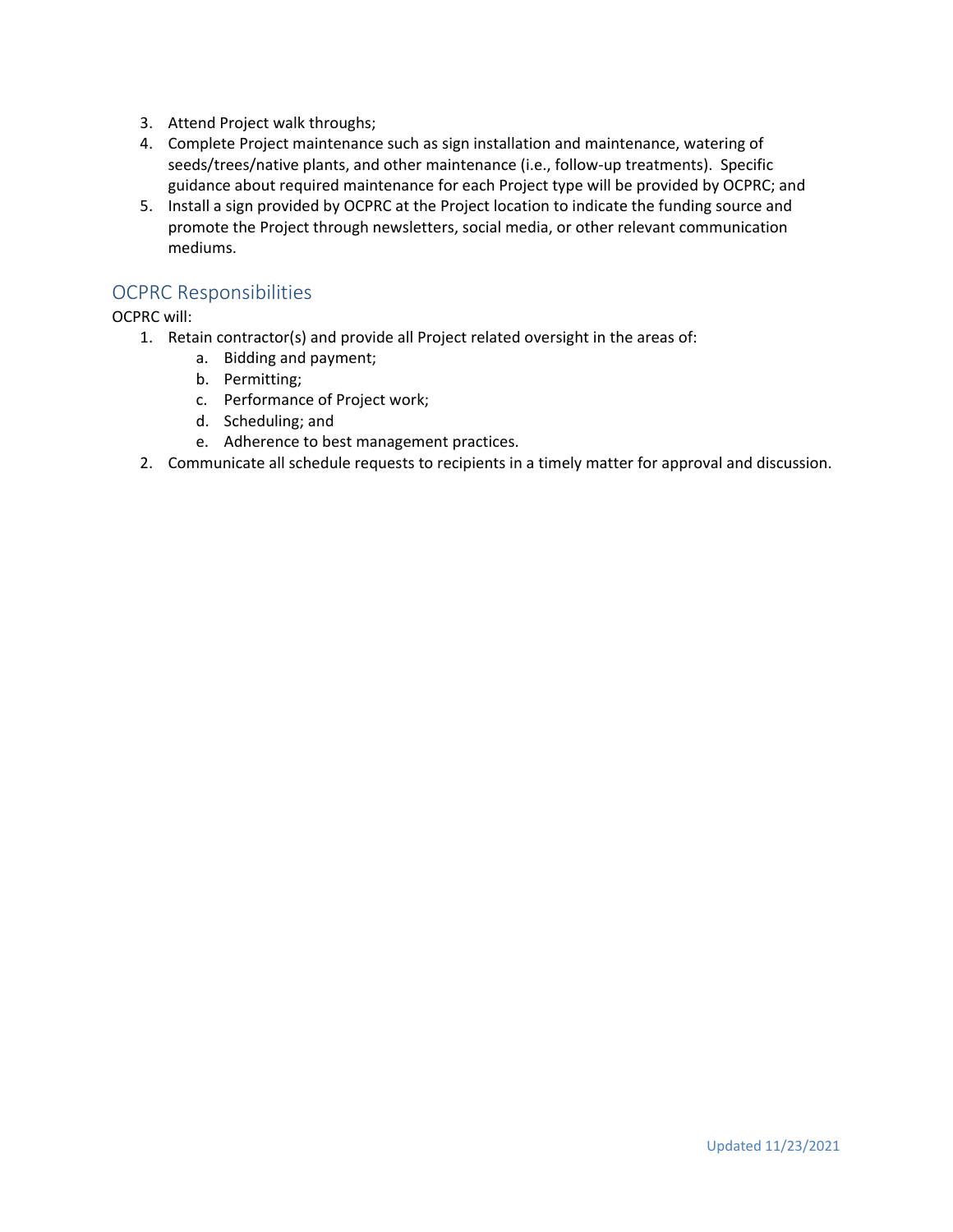3. Attend Project walk throughs;
4. Complete Project maintenance such as sign installation and maintenance, watering of seeds/trees/native plants, and other maintenance (i.e., follow-up treatments). Specific guidance about required maintenance for each Project type will be provided by OCPRC; and
5. Install a sign provided by OCPRC at the Project location to indicate the funding source and promote the Project through newsletters, social media, or other relevant communication mediums.

## OCPRC Responsibilities

OCPRC will:

1. Retain contractor(s) and provide all Project related oversight in the areas of:
   a. Bidding and payment;
   b. Permitting;
   c. Performance of Project work;
   d. Scheduling; and
   e. Adherence to best management practices.
2. Communicate all schedule requests to recipients in a timely matter for approval and discussion.

Updated 11/23/2021